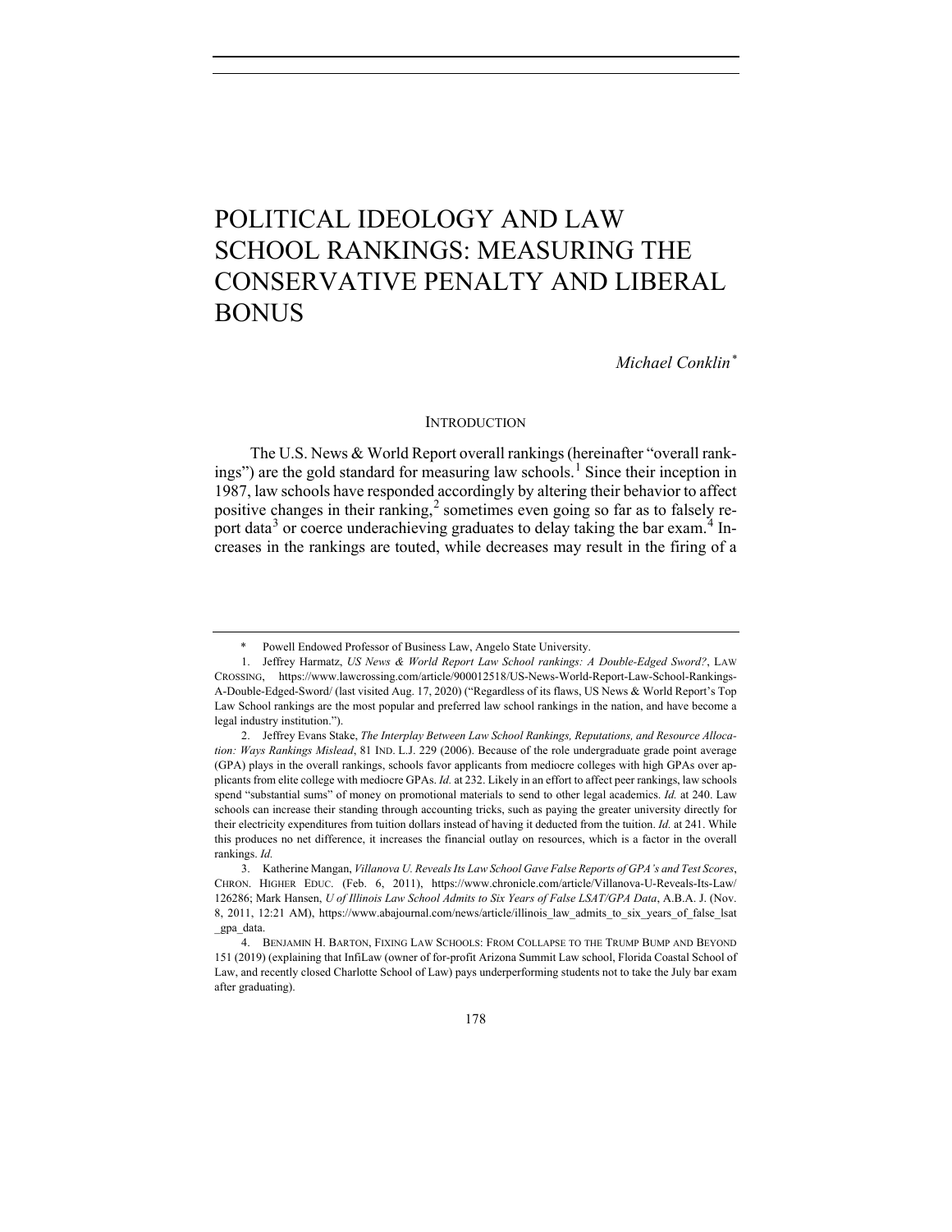# POLITICAL IDEOLOGY AND LAW SCHOOL RANKINGS: MEASURING THE CONSERVATIVE PENALTY AND LIBERAL BONUS

*Michael Conklin*[*]

## INTRODUCTION

The U.S. News & World Report overall rankings (hereinafter "overall rankings") are the gold standard for measuring law schools.[1] Since their inception in 1987, law schools have responded accordingly by altering their behavior to affect positive changes in their ranking,[2] sometimes even going so far as to falsely report data[3] or coerce underachieving graduates to delay taking the bar exam.[4] Increases in the rankings are touted, while decreases may result in the firing of a

---

\* Powell Endowed Professor of Business Law, Angelo State University.

1. Jeffrey Harmatz, *US News & World Report Law School rankings: A Double-Edged Sword?*, LAW CROSSING, https://www.lawcrossing.com/article/900012518/US-News-World-Report-Law-School-Rankings-A-Double-Edged-Sword/ (last visited Aug. 17, 2020) ("Regardless of its flaws, US News & World Report's Top Law School rankings are the most popular and preferred law school rankings in the nation, and have become a legal industry institution.").

2. Jeffrey Evans Stake, *The Interplay Between Law School Rankings, Reputations, and Resource Allocation: Ways Rankings Mislead*, 81 IND. L.J. 229 (2006). Because of the role undergraduate grade point average (GPA) plays in the overall rankings, schools favor applicants from mediocre colleges with high GPAs over applicants from elite college with mediocre GPAs. *Id.* at 232. Likely in an effort to affect peer rankings, law schools spend "substantial sums" of money on promotional materials to send to other legal academics. *Id.* at 240. Law schools can increase their standing through accounting tricks, such as paying the greater university directly for their electricity expenditures from tuition dollars instead of having it deducted from the tuition. *Id.* at 241. While this produces no net difference, it increases the financial outlay on resources, which is a factor in the overall rankings. *Id.*

3. Katherine Mangan, *Villanova U. Reveals Its Law School Gave False Reports of GPA's and Test Scores*, CHRON. HIGHER EDUC. (Feb. 6, 2011), https://www.chronicle.com/article/Villanova-U-Reveals-Its-Law/126286; Mark Hansen, *U of Illinois Law School Admits to Six Years of False LSAT/GPA Data*, A.B.A. J. (Nov. 8, 2011, 12:21 AM), https://www.abajournal.com/news/article/illinois_law_admits_to_six_years_of_false_lsat_gpa_data.

4. BENJAMIN H. BARTON, FIXING LAW SCHOOLS: FROM COLLAPSE TO THE TRUMP BUMP AND BEYOND 151 (2019) (explaining that InfiLaw (owner of for-profit Arizona Summit Law school, Florida Coastal School of Law, and recently closed Charlotte School of Law) pays underperforming students not to take the July bar exam after graduating).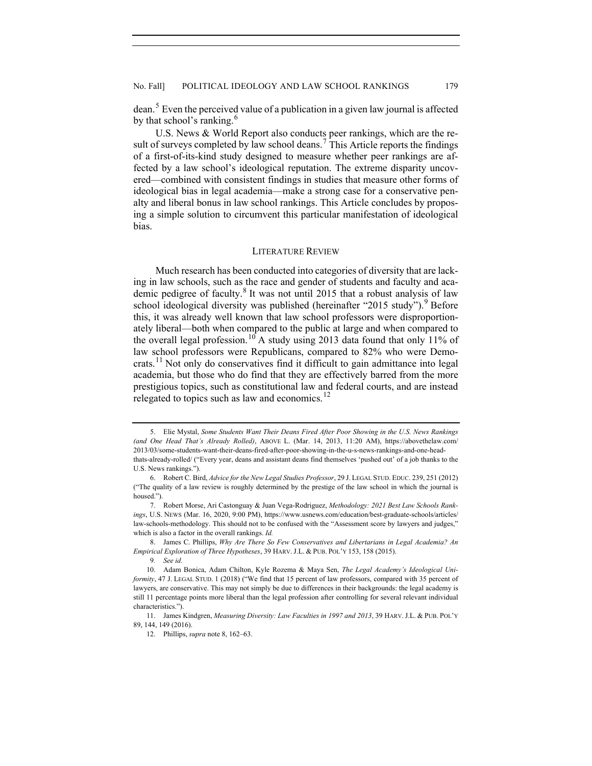dean.[5] Even the perceived value of a publication in a given law journal is affected by that school's ranking.[6]

U.S. News & World Report also conducts peer rankings, which are the result of surveys completed by law school deans.[7] This Article reports the findings of a first-of-its-kind study designed to measure whether peer rankings are affected by a law school's ideological reputation. The extreme disparity uncovered—combined with consistent findings in studies that measure other forms of ideological bias in legal academia—make a strong case for a conservative penalty and liberal bonus in law school rankings. This Article concludes by proposing a simple solution to circumvent this particular manifestation of ideological bias.

## LITERATURE REVIEW

Much research has been conducted into categories of diversity that are lacking in law schools, such as the race and gender of students and faculty and academic pedigree of faculty.[8] It was not until 2015 that a robust analysis of law school ideological diversity was published (hereinafter "2015 study").[9] Before this, it was already well known that law school professors were disproportionately liberal—both when compared to the public at large and when compared to the overall legal profession.[10] A study using 2013 data found that only 11% of law school professors were Republicans, compared to 82% who were Democrats.[11] Not only do conservatives find it difficult to gain admittance into legal academia, but those who do find that they are effectively barred from the more prestigious topics, such as constitutional law and federal courts, and are instead relegated to topics such as law and economics.[12]

---

5. Elie Mystal, *Some Students Want Their Deans Fired After Poor Showing in the U.S. News Rankings (and One Head That's Already Rolled)*, ABOVE L. (Mar. 14, 2013, 11:20 AM), https://abovethelaw.com/2013/03/some-students-want-their-deans-fired-after-poor-showing-in-the-u-s-news-rankings-and-one-head-thats-already-rolled/ ("Every year, deans and assistant deans find themselves 'pushed out' of a job thanks to the U.S. News rankings.").

6. Robert C. Bird, *Advice for the New Legal Studies Professor*, 29 J. LEGAL STUD. EDUC. 239, 251 (2012) ("The quality of a law review is roughly determined by the prestige of the law school in which the journal is housed.").

7. Robert Morse, Ari Castonguay & Juan Vega-Rodriguez, *Methodology: 2021 Best Law Schools Rankings*, U.S. NEWS (Mar. 16, 2020, 9:00 PM), https://www.usnews.com/education/best-graduate-schools/articles/law-schools-methodology. This should not to be confused with the "Assessment score by lawyers and judges," which is also a factor in the overall rankings. *Id.*

8. James C. Phillips, *Why Are There So Few Conservatives and Libertarians in Legal Academia? An Empirical Exploration of Three Hypotheses*, 39 HARV. J.L. & PUB. POL'Y 153, 158 (2015).

9. *See id.*

10. Adam Bonica, Adam Chilton, Kyle Rozema & Maya Sen, *The Legal Academy's Ideological Uniformity*, 47 J. LEGAL STUD. 1 (2018) ("We find that 15 percent of law professors, compared with 35 percent of lawyers, are conservative. This may not simply be due to differences in their backgrounds: the legal academy is still 11 percentage points more liberal than the legal profession after controlling for several relevant individual characteristics.").

11. James Kindgren, *Measuring Diversity: Law Faculties in 1997 and 2013*, 39 HARV. J.L. & PUB. POL'Y 89, 144, 149 (2016).

12. Phillips, *supra* note 8, 162–63.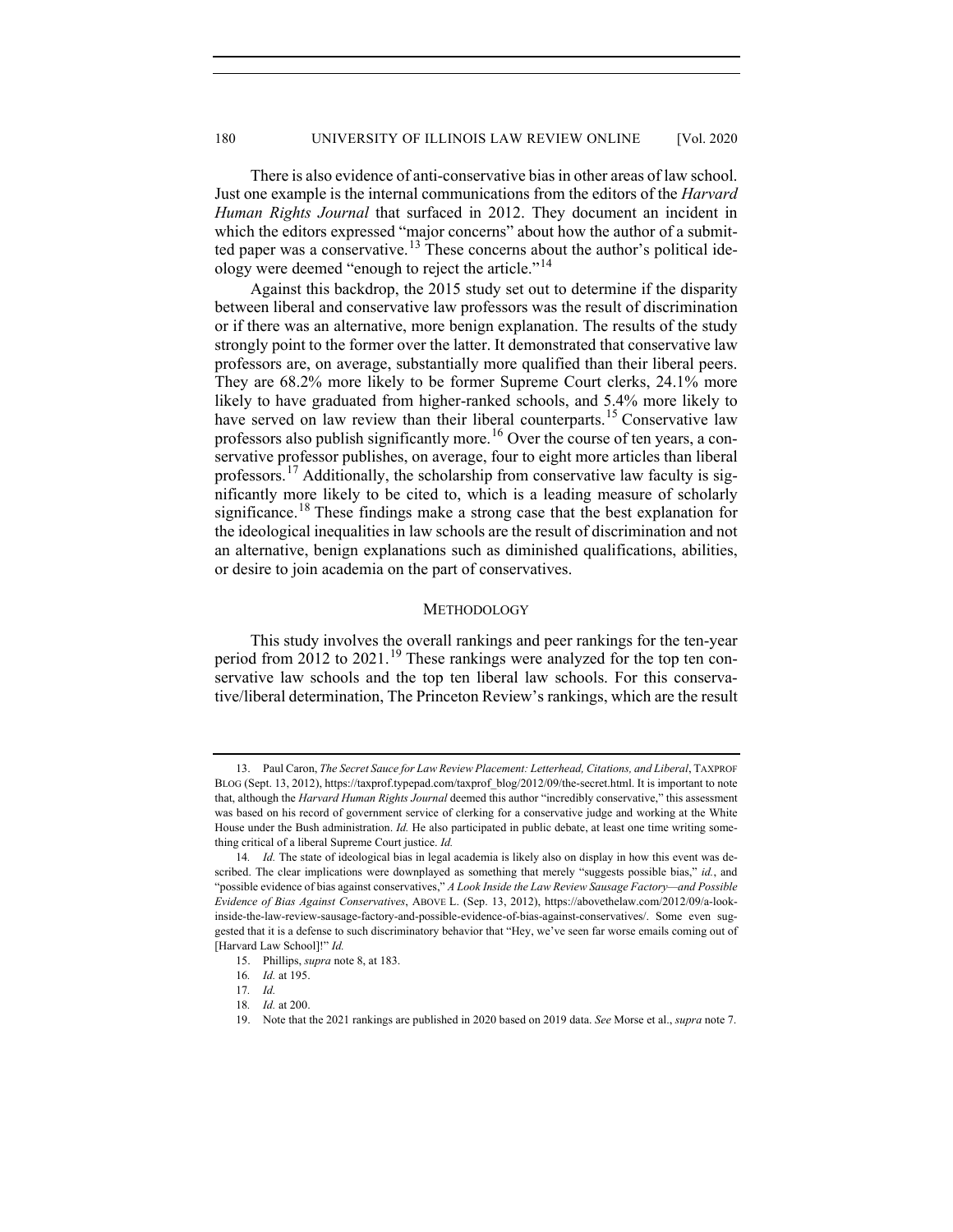There is also evidence of anti-conservative bias in other areas of law school. Just one example is the internal communications from the editors of the *Harvard Human Rights Journal* that surfaced in 2012. They document an incident in which the editors expressed "major concerns" about how the author of a submitted paper was a conservative.[13] These concerns about the author's political ideology were deemed "enough to reject the article."[14]

Against this backdrop, the 2015 study set out to determine if the disparity between liberal and conservative law professors was the result of discrimination or if there was an alternative, more benign explanation. The results of the study strongly point to the former over the latter. It demonstrated that conservative law professors are, on average, substantially more qualified than their liberal peers. They are 68.2% more likely to be former Supreme Court clerks, 24.1% more likely to have graduated from higher-ranked schools, and 5.4% more likely to have served on law review than their liberal counterparts.[15] Conservative law professors also publish significantly more.[16] Over the course of ten years, a conservative professor publishes, on average, four to eight more articles than liberal professors.[17] Additionally, the scholarship from conservative law faculty is significantly more likely to be cited to, which is a leading measure of scholarly significance.[18] These findings make a strong case that the best explanation for the ideological inequalities in law schools are the result of discrimination and not an alternative, benign explanations such as diminished qualifications, abilities, or desire to join academia on the part of conservatives.

## METHODOLOGY

This study involves the overall rankings and peer rankings for the ten-year period from 2012 to 2021.[19] These rankings were analyzed for the top ten conservative law schools and the top ten liberal law schools. For this conservative/liberal determination, The Princeton Review's rankings, which are the result

---

13. Paul Caron, *The Secret Sauce for Law Review Placement: Letterhead, Citations, and Liberal*, TAXPROF BLOG (Sept. 13, 2012), https://taxprof.typepad.com/taxprof_blog/2012/09/the-secret.html. It is important to note that, although the *Harvard Human Rights Journal* deemed this author "incredibly conservative," this assessment was based on his record of government service of clerking for a conservative judge and working at the White House under the Bush administration. *Id.* He also participated in public debate, at least one time writing something critical of a liberal Supreme Court justice. *Id.*

14. *Id.* The state of ideological bias in legal academia is likely also on display in how this event was described. The clear implications were downplayed as something that merely "suggests possible bias," *id.*, and "possible evidence of bias against conservatives," *A Look Inside the Law Review Sausage Factory—and Possible Evidence of Bias Against Conservatives*, ABOVE L. (Sep. 13, 2012), https://abovethelaw.com/2012/09/a-look-inside-the-law-review-sausage-factory-and-possible-evidence-of-bias-against-conservatives/. Some even suggested that it is a defense to such discriminatory behavior that "Hey, we've seen far worse emails coming out of [Harvard Law School]!" *Id.*

15. Phillips, *supra* note 8, at 183.

16. *Id.* at 195.

17. *Id.*

18. *Id.* at 200.

19. Note that the 2021 rankings are published in 2020 based on 2019 data. *See* Morse et al., *supra* note 7.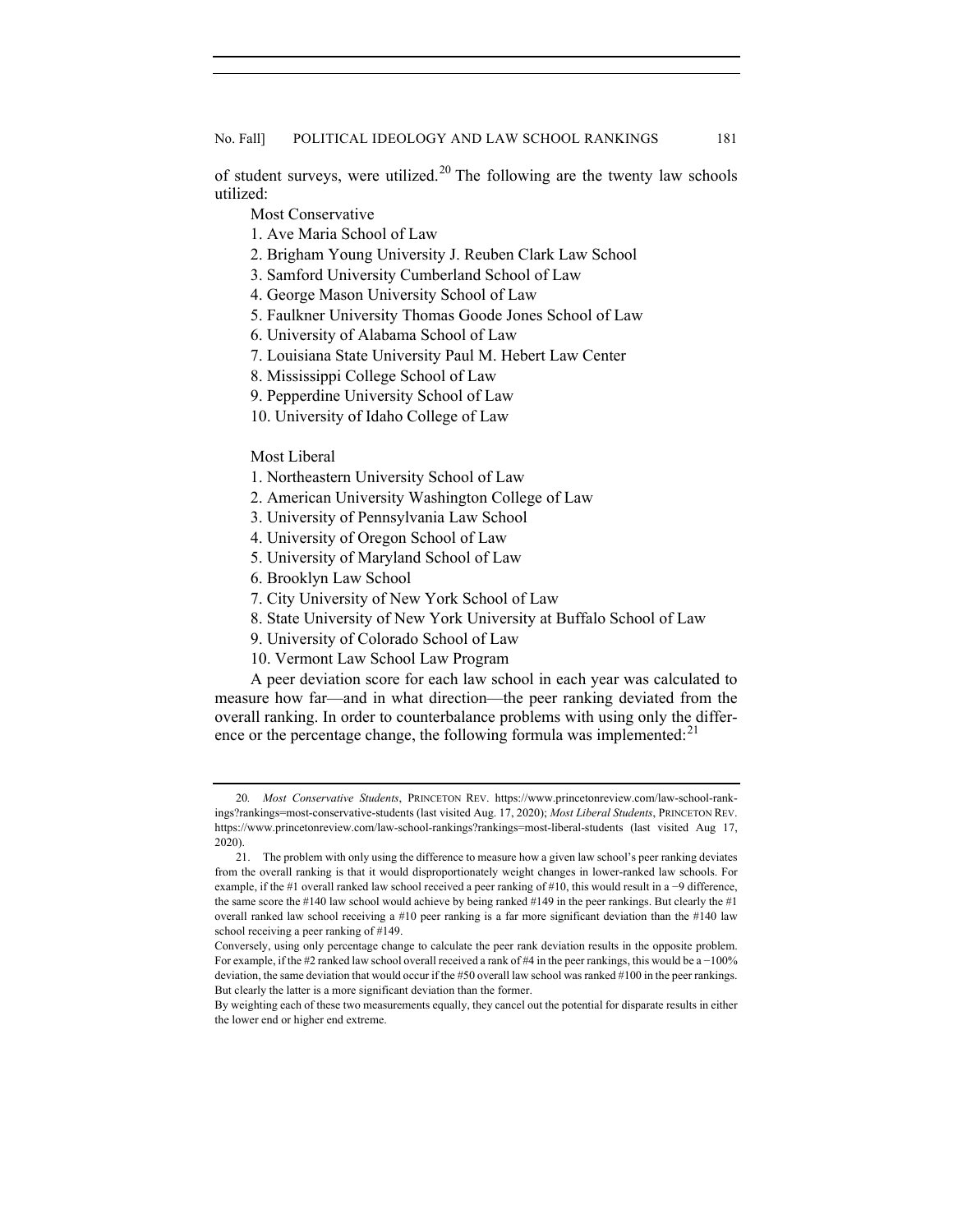of student surveys, were utilized.[20] The following are the twenty law schools utilized:

Most Conservative

1. Ave Maria School of Law
2. Brigham Young University J. Reuben Clark Law School
3. Samford University Cumberland School of Law
4. George Mason University School of Law
5. Faulkner University Thomas Goode Jones School of Law
6. University of Alabama School of Law
7. Louisiana State University Paul M. Hebert Law Center
8. Mississippi College School of Law
9. Pepperdine University School of Law
10. University of Idaho College of Law

Most Liberal

1. Northeastern University School of Law
2. American University Washington College of Law
3. University of Pennsylvania Law School
4. University of Oregon School of Law
5. University of Maryland School of Law
6. Brooklyn Law School
7. City University of New York School of Law
8. State University of New York University at Buffalo School of Law
9. University of Colorado School of Law
10. Vermont Law School Law Program

A peer deviation score for each law school in each year was calculated to measure how far—and in what direction—the peer ranking deviated from the overall ranking. In order to counterbalance problems with using only the difference or the percentage change, the following formula was implemented:[21]

---

20. *Most Conservative Students*, PRINCETON REV. https://www.princetonreview.com/law-school-rankings?rankings=most-conservative-students (last visited Aug. 17, 2020); *Most Liberal Students*, PRINCETON REV. https://www.princetonreview.com/law-school-rankings?rankings=most-liberal-students (last visited Aug 17, 2020).

21. The problem with only using the difference to measure how a given law school's peer ranking deviates from the overall ranking is that it would disproportionately weight changes in lower-ranked law schools. For example, if the #1 overall ranked law school received a peer ranking of #10, this would result in a −9 difference, the same score the #140 law school would achieve by being ranked #149 in the peer rankings. But clearly the #1 overall ranked law school receiving a #10 peer ranking is a far more significant deviation than the #140 law school receiving a peer ranking of #149.

Conversely, using only percentage change to calculate the peer rank deviation results in the opposite problem. For example, if the #2 ranked law school overall received a rank of #4 in the peer rankings, this would be a −100% deviation, the same deviation that would occur if the #50 overall law school was ranked #100 in the peer rankings. But clearly the latter is a more significant deviation than the former.

By weighting each of these two measurements equally, they cancel out the potential for disparate results in either the lower end or higher end extreme.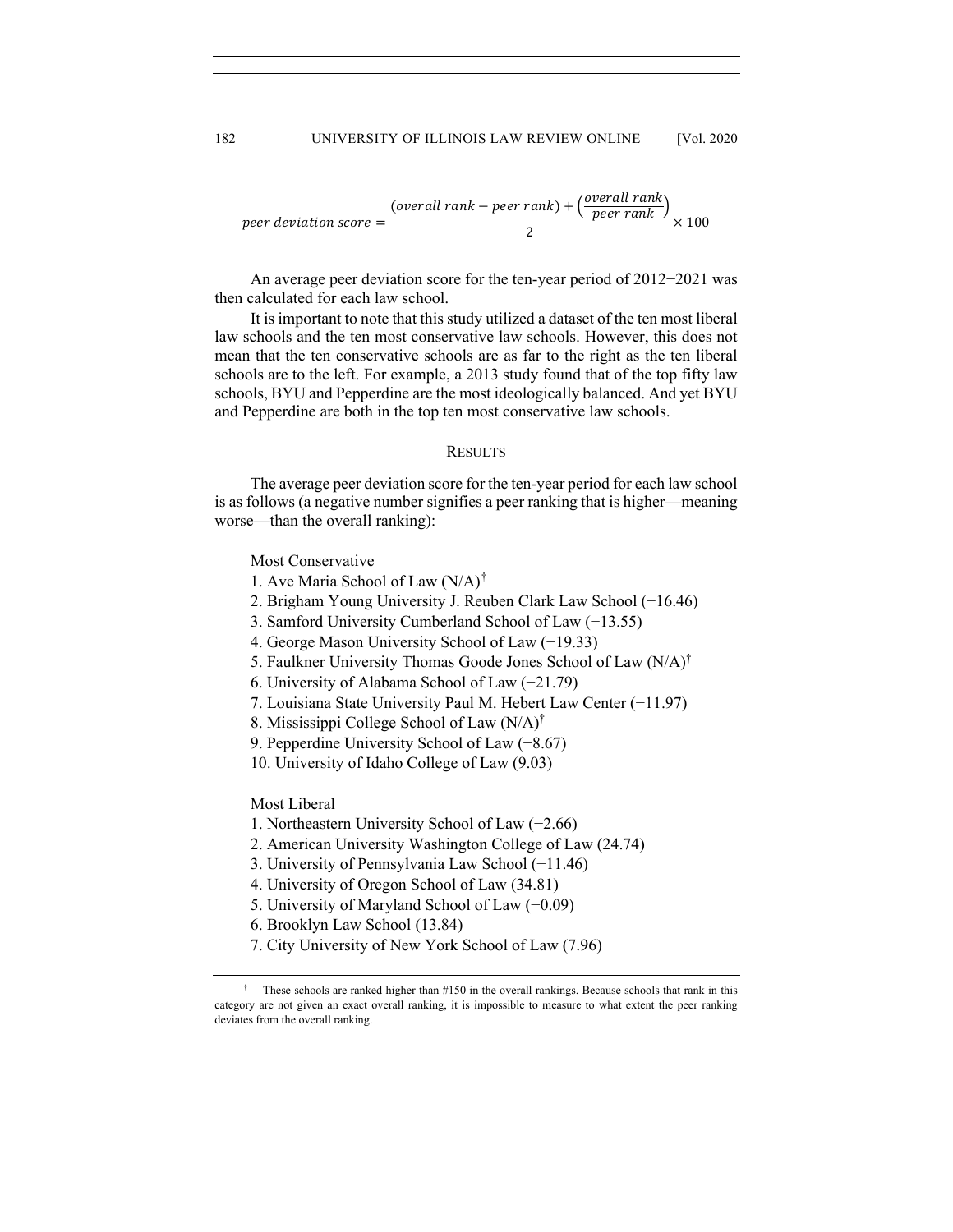$$peer\ deviation\ score = \frac{(overall\ rank - peer\ rank) + \left(\frac{overall\ rank}{peer\ rank}\right)}{2} \times 100$$

An average peer deviation score for the ten-year period of 2012−2021 was then calculated for each law school.

It is important to note that this study utilized a dataset of the ten most liberal law schools and the ten most conservative law schools. However, this does not mean that the ten conservative schools are as far to the right as the ten liberal schools are to the left. For example, a 2013 study found that of the top fifty law schools, BYU and Pepperdine are the most ideologically balanced. And yet BYU and Pepperdine are both in the top ten most conservative law schools.

## RESULTS

The average peer deviation score for the ten-year period for each law school is as follows (a negative number signifies a peer ranking that is higher—meaning worse—than the overall ranking):

Most Conservative

1. Ave Maria School of Law (N/A)†
2. Brigham Young University J. Reuben Clark Law School (−16.46)
3. Samford University Cumberland School of Law (−13.55)
4. George Mason University School of Law (−19.33)
5. Faulkner University Thomas Goode Jones School of Law (N/A)†
6. University of Alabama School of Law (−21.79)
7. Louisiana State University Paul M. Hebert Law Center (−11.97)
8. Mississippi College School of Law (N/A)†
9. Pepperdine University School of Law (−8.67)
10. University of Idaho College of Law (9.03)

Most Liberal

1. Northeastern University School of Law (−2.66)
2. American University Washington College of Law (24.74)
3. University of Pennsylvania Law School (−11.46)
4. University of Oregon School of Law (34.81)
5. University of Maryland School of Law (−0.09)
6. Brooklyn Law School (13.84)
7. City University of New York School of Law (7.96)

† These schools are ranked higher than #150 in the overall rankings. Because schools that rank in this category are not given an exact overall ranking, it is impossible to measure to what extent the peer ranking deviates from the overall ranking.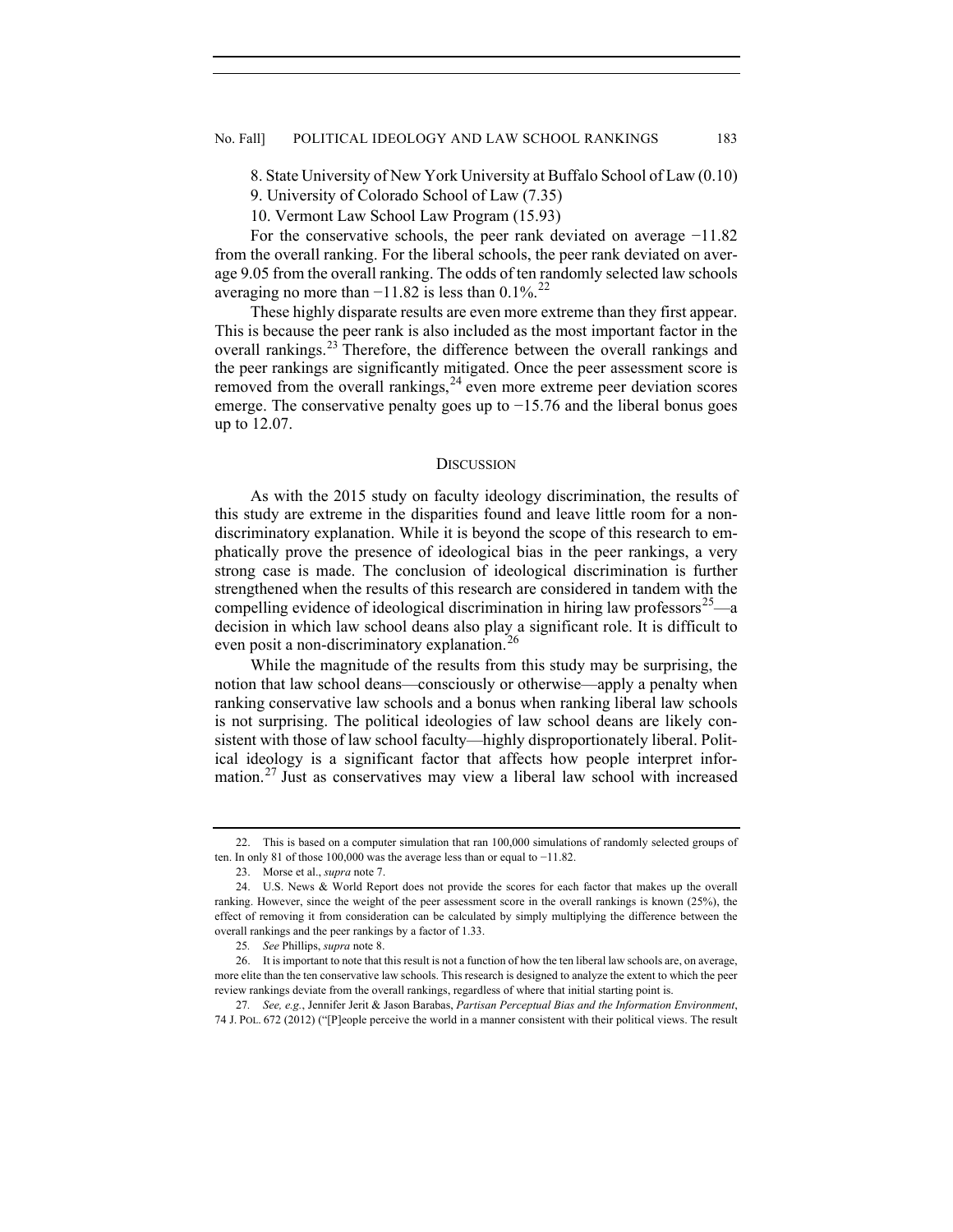8. State University of New York University at Buffalo School of Law (0.10)

9. University of Colorado School of Law (7.35)

10. Vermont Law School Law Program (15.93)

For the conservative schools, the peer rank deviated on average −11.82 from the overall ranking. For the liberal schools, the peer rank deviated on average 9.05 from the overall ranking. The odds of ten randomly selected law schools averaging no more than −11.82 is less than 0.1%.[22]

These highly disparate results are even more extreme than they first appear. This is because the peer rank is also included as the most important factor in the overall rankings.[23] Therefore, the difference between the overall rankings and the peer rankings are significantly mitigated. Once the peer assessment score is removed from the overall rankings,[24] even more extreme peer deviation scores emerge. The conservative penalty goes up to −15.76 and the liberal bonus goes up to 12.07.

## DISCUSSION

As with the 2015 study on faculty ideology discrimination, the results of this study are extreme in the disparities found and leave little room for a non-discriminatory explanation. While it is beyond the scope of this research to emphatically prove the presence of ideological bias in the peer rankings, a very strong case is made. The conclusion of ideological discrimination is further strengthened when the results of this research are considered in tandem with the compelling evidence of ideological discrimination in hiring law professors[25]—a decision in which law school deans also play a significant role. It is difficult to even posit a non-discriminatory explanation.[26]

While the magnitude of the results from this study may be surprising, the notion that law school deans—consciously or otherwise—apply a penalty when ranking conservative law schools and a bonus when ranking liberal law schools is not surprising. The political ideologies of law school deans are likely consistent with those of law school faculty—highly disproportionately liberal. Political ideology is a significant factor that affects how people interpret information.[27] Just as conservatives may view a liberal law school with increased

---

22. This is based on a computer simulation that ran 100,000 simulations of randomly selected groups of ten. In only 81 of those 100,000 was the average less than or equal to −11.82.

23. Morse et al., *supra* note 7.

24. U.S. News & World Report does not provide the scores for each factor that makes up the overall ranking. However, since the weight of the peer assessment score in the overall rankings is known (25%), the effect of removing it from consideration can be calculated by simply multiplying the difference between the overall rankings and the peer rankings by a factor of 1.33.

25. *See* Phillips, *supra* note 8.

26. It is important to note that this result is not a function of how the ten liberal law schools are, on average, more elite than the ten conservative law schools. This research is designed to analyze the extent to which the peer review rankings deviate from the overall rankings, regardless of where that initial starting point is.

27. *See, e.g.*, Jennifer Jerit & Jason Barabas, *Partisan Perceptual Bias and the Information Environment*, 74 J. POL. 672 (2012) ("[P]eople perceive the world in a manner consistent with their political views. The result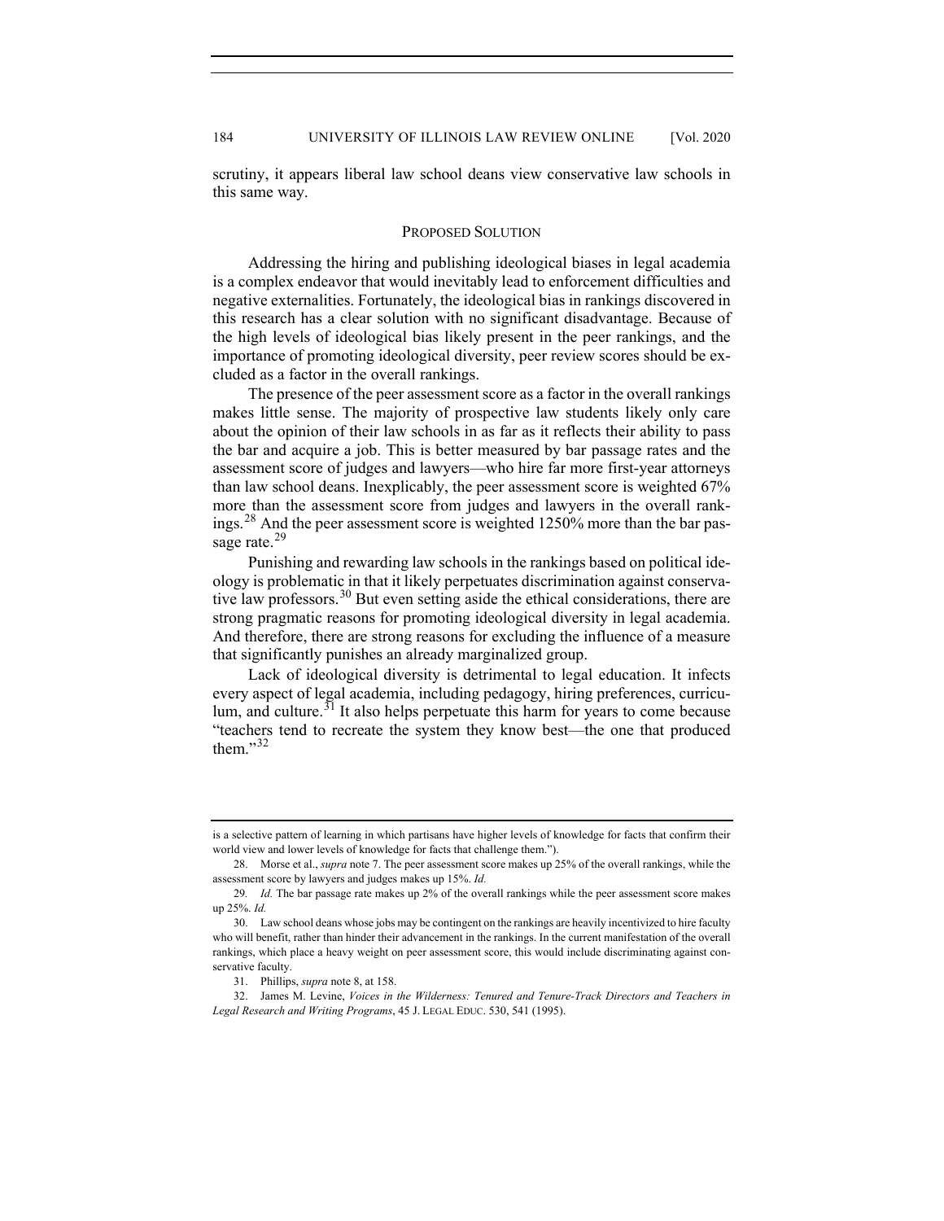scrutiny, it appears liberal law school deans view conservative law schools in this same way.

## PROPOSED SOLUTION

Addressing the hiring and publishing ideological biases in legal academia is a complex endeavor that would inevitably lead to enforcement difficulties and negative externalities. Fortunately, the ideological bias in rankings discovered in this research has a clear solution with no significant disadvantage. Because of the high levels of ideological bias likely present in the peer rankings, and the importance of promoting ideological diversity, peer review scores should be excluded as a factor in the overall rankings.

The presence of the peer assessment score as a factor in the overall rankings makes little sense. The majority of prospective law students likely only care about the opinion of their law schools in as far as it reflects their ability to pass the bar and acquire a job. This is better measured by bar passage rates and the assessment score of judges and lawyers—who hire far more first-year attorneys than law school deans. Inexplicably, the peer assessment score is weighted 67% more than the assessment score from judges and lawyers in the overall rankings.[28] And the peer assessment score is weighted 1250% more than the bar passage rate.[29]

Punishing and rewarding law schools in the rankings based on political ideology is problematic in that it likely perpetuates discrimination against conservative law professors.[30] But even setting aside the ethical considerations, there are strong pragmatic reasons for promoting ideological diversity in legal academia. And therefore, there are strong reasons for excluding the influence of a measure that significantly punishes an already marginalized group.

Lack of ideological diversity is detrimental to legal education. It infects every aspect of legal academia, including pedagogy, hiring preferences, curriculum, and culture.[31] It also helps perpetuate this harm for years to come because "teachers tend to recreate the system they know best—the one that produced them."[32]

---

is a selective pattern of learning in which partisans have higher levels of knowledge for facts that confirm their world view and lower levels of knowledge for facts that challenge them.").

28. Morse et al., *supra* note 7. The peer assessment score makes up 25% of the overall rankings, while the assessment score by lawyers and judges makes up 15%. *Id.*

29. *Id.* The bar passage rate makes up 2% of the overall rankings while the peer assessment score makes up 25%. *Id.*

30. Law school deans whose jobs may be contingent on the rankings are heavily incentivized to hire faculty who will benefit, rather than hinder their advancement in the rankings. In the current manifestation of the overall rankings, which place a heavy weight on peer assessment score, this would include discriminating against conservative faculty.

31. Phillips, *supra* note 8, at 158.

32. James M. Levine, *Voices in the Wilderness: Tenured and Tenure-Track Directors and Teachers in Legal Research and Writing Programs*, 45 J. LEGAL EDUC. 530, 541 (1995).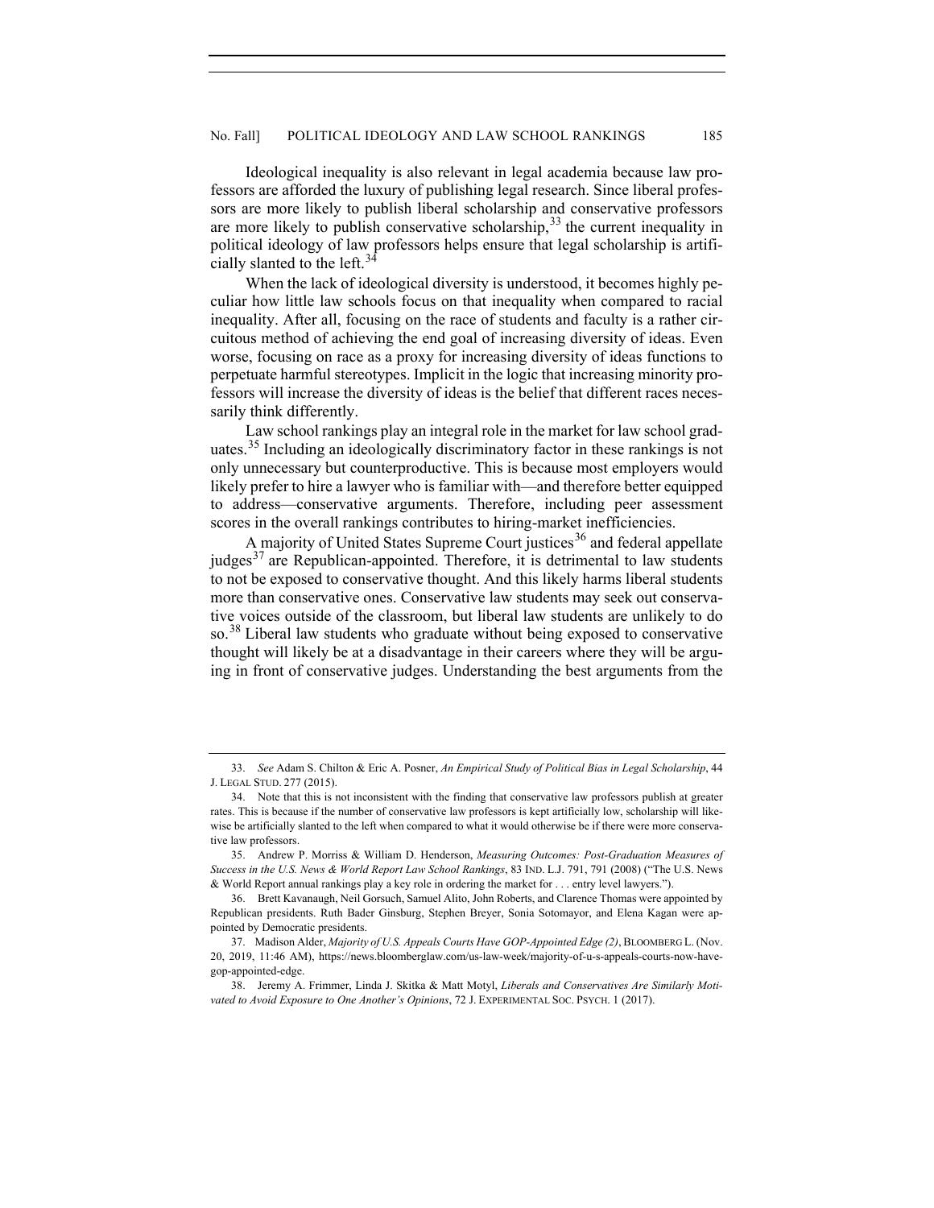Ideological inequality is also relevant in legal academia because law professors are afforded the luxury of publishing legal research. Since liberal professors are more likely to publish liberal scholarship and conservative professors are more likely to publish conservative scholarship,[33] the current inequality in political ideology of law professors helps ensure that legal scholarship is artificially slanted to the left.[34]

When the lack of ideological diversity is understood, it becomes highly peculiar how little law schools focus on that inequality when compared to racial inequality. After all, focusing on the race of students and faculty is a rather circuitous method of achieving the end goal of increasing diversity of ideas. Even worse, focusing on race as a proxy for increasing diversity of ideas functions to perpetuate harmful stereotypes. Implicit in the logic that increasing minority professors will increase the diversity of ideas is the belief that different races necessarily think differently.

Law school rankings play an integral role in the market for law school graduates.[35] Including an ideologically discriminatory factor in these rankings is not only unnecessary but counterproductive. This is because most employers would likely prefer to hire a lawyer who is familiar with—and therefore better equipped to address—conservative arguments. Therefore, including peer assessment scores in the overall rankings contributes to hiring-market inefficiencies.

A majority of United States Supreme Court justices[36] and federal appellate judges[37] are Republican-appointed. Therefore, it is detrimental to law students to not be exposed to conservative thought. And this likely harms liberal students more than conservative ones. Conservative law students may seek out conservative voices outside of the classroom, but liberal law students are unlikely to do so.[38] Liberal law students who graduate without being exposed to conservative thought will likely be at a disadvantage in their careers where they will be arguing in front of conservative judges. Understanding the best arguments from the

---

33. *See* Adam S. Chilton & Eric A. Posner, *An Empirical Study of Political Bias in Legal Scholarship*, 44 J. LEGAL STUD. 277 (2015).

34. Note that this is not inconsistent with the finding that conservative law professors publish at greater rates. This is because if the number of conservative law professors is kept artificially low, scholarship will likewise be artificially slanted to the left when compared to what it would otherwise be if there were more conservative law professors.

35. Andrew P. Morriss & William D. Henderson, *Measuring Outcomes: Post-Graduation Measures of Success in the U.S. News & World Report Law School Rankings*, 83 IND. L.J. 791, 791 (2008) ("The U.S. News & World Report annual rankings play a key role in ordering the market for . . . entry level lawyers.").

36. Brett Kavanaugh, Neil Gorsuch, Samuel Alito, John Roberts, and Clarence Thomas were appointed by Republican presidents. Ruth Bader Ginsburg, Stephen Breyer, Sonia Sotomayor, and Elena Kagan were appointed by Democratic presidents.

37. Madison Alder, *Majority of U.S. Appeals Courts Have GOP-Appointed Edge (2)*, BLOOMBERG L. (Nov. 20, 2019, 11:46 AM), https://news.bloomberglaw.com/us-law-week/majority-of-u-s-appeals-courts-now-have-gop-appointed-edge.

38. Jeremy A. Frimmer, Linda J. Skitka & Matt Motyl, *Liberals and Conservatives Are Similarly Motivated to Avoid Exposure to One Another's Opinions*, 72 J. EXPERIMENTAL SOC. PSYCH. 1 (2017).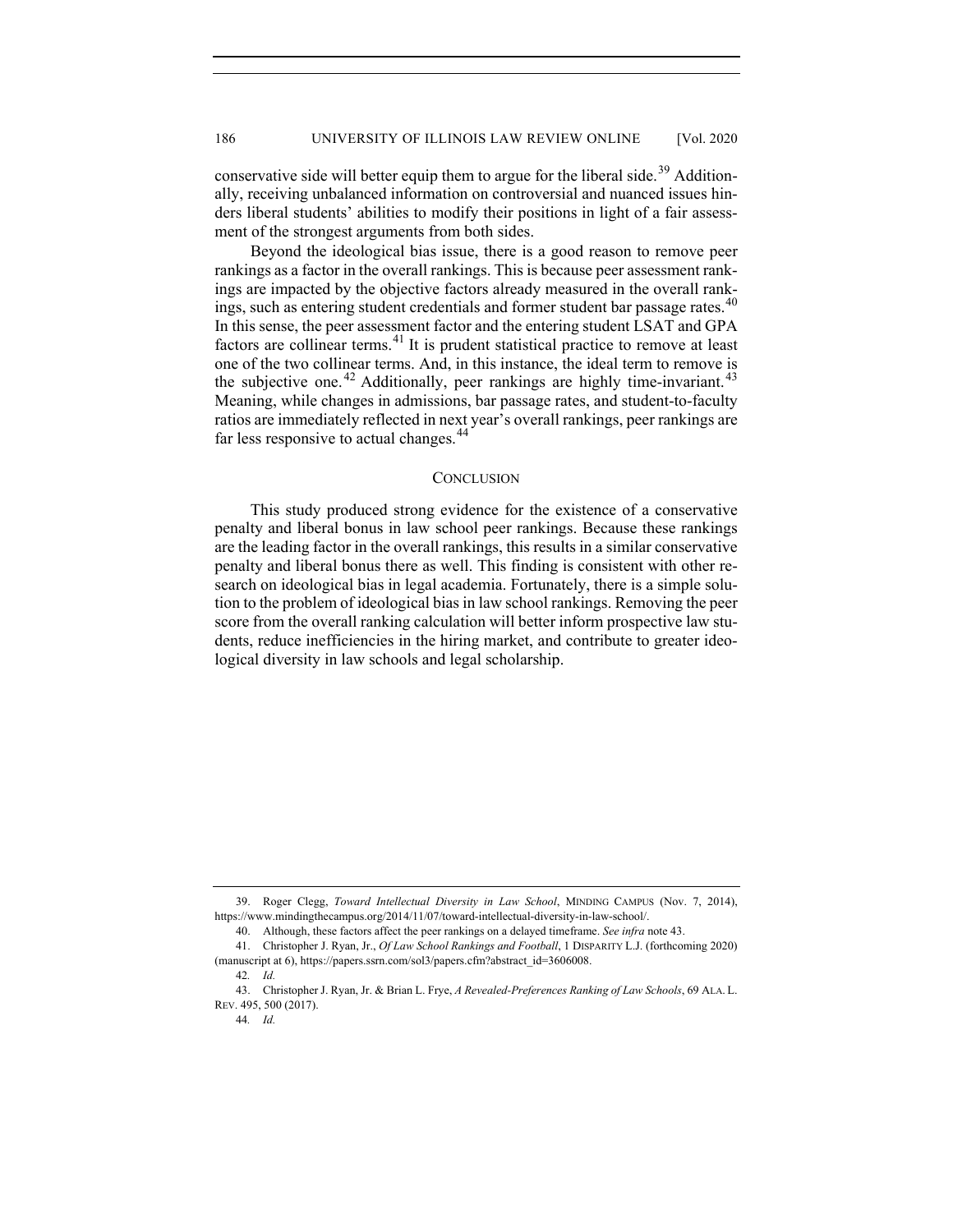conservative side will better equip them to argue for the liberal side.[39] Additionally, receiving unbalanced information on controversial and nuanced issues hinders liberal students' abilities to modify their positions in light of a fair assessment of the strongest arguments from both sides.

Beyond the ideological bias issue, there is a good reason to remove peer rankings as a factor in the overall rankings. This is because peer assessment rankings are impacted by the objective factors already measured in the overall rankings, such as entering student credentials and former student bar passage rates.[40] In this sense, the peer assessment factor and the entering student LSAT and GPA factors are collinear terms.[41] It is prudent statistical practice to remove at least one of the two collinear terms. And, in this instance, the ideal term to remove is the subjective one.[42] Additionally, peer rankings are highly time-invariant.[43] Meaning, while changes in admissions, bar passage rates, and student-to-faculty ratios are immediately reflected in next year's overall rankings, peer rankings are far less responsive to actual changes.[44]

## CONCLUSION

This study produced strong evidence for the existence of a conservative penalty and liberal bonus in law school peer rankings. Because these rankings are the leading factor in the overall rankings, this results in a similar conservative penalty and liberal bonus there as well. This finding is consistent with other research on ideological bias in legal academia. Fortunately, there is a simple solution to the problem of ideological bias in law school rankings. Removing the peer score from the overall ranking calculation will better inform prospective law students, reduce inefficiencies in the hiring market, and contribute to greater ideological diversity in law schools and legal scholarship.

---

39. Roger Clegg, *Toward Intellectual Diversity in Law School*, MINDING CAMPUS (Nov. 7, 2014), https://www.mindingthecampus.org/2014/11/07/toward-intellectual-diversity-in-law-school/.

40. Although, these factors affect the peer rankings on a delayed timeframe. *See infra* note 43.

41. Christopher J. Ryan, Jr., *Of Law School Rankings and Football*, 1 DISPARITY L.J. (forthcoming 2020) (manuscript at 6), https://papers.ssrn.com/sol3/papers.cfm?abstract_id=3606008.

42. *Id.*

43. Christopher J. Ryan, Jr. & Brian L. Frye, *A Revealed-Preferences Ranking of Law Schools*, 69 ALA. L. REV. 495, 500 (2017).

44. *Id.*